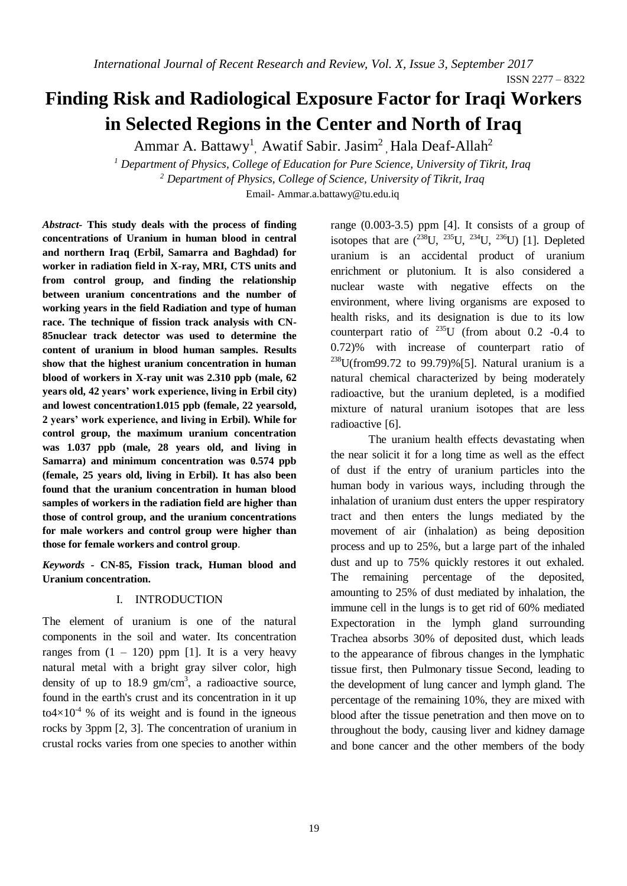# Finding Risk and Radiological Exposure Factor for Iraqi Workers in Selected Regions in the Center and North of Iraq

Ammar A. Battawy[1], Awatif Sabir. Jasim[2], Hala Deaf-Allah[2]

[1] *Department of Physics, College of Education for Pure Science, University of Tikrit, Iraq*

[2] *Department of Physics, College of Science, University of Tikrit, Iraq*

Email- Ammar.a.battawy@tu.edu.iq

***Abstract*- This study deals with the process of finding concentrations of Uranium in human blood in central and northern Iraq (Erbil, Samarra and Baghdad) for worker in radiation field in X-ray, MRI, CTS units and from control group, and finding the relationship between uranium concentrations and the number of working years in the field Radiation and type of human race. The technique of fission track analysis with CN-85nuclear track detector was used to determine the content of uranium in blood human samples. Results show that the highest uranium concentration in human blood of workers in X-ray unit was 2.310 ppb (male, 62 years old, 42 years' work experience, living in Erbil city) and lowest concentration1.015 ppb (female, 22 yearsold, 2 years' work experience, and living in Erbil). While for control group, the maximum uranium concentration was 1.037 ppb (male, 28 years old, and living in Samarra) and minimum concentration was 0.574 ppb (female, 25 years old, living in Erbil). It has also been found that the uranium concentration in human blood samples of workers in the radiation field are higher than those of control group, and the uranium concentrations for male workers and control group were higher than those for female workers and control group**.

***Keywords* - CN-85, Fission track, Human blood and Uranium concentration.**

## I. INTRODUCTION

The element of uranium is one of the natural components in the soil and water. Its concentration ranges from (1 – 120) ppm [1]. It is a very heavy natural metal with a bright gray silver color, high density of up to 18.9 gm/cm$^3$, a radioactive source, found in the earth's crust and its concentration in it up to$4\times10^{-4}$ % of its weight and is found in the igneous rocks by 3ppm [2, 3]. The concentration of uranium in crustal rocks varies from one species to another within range (0.003-3.5) ppm [4]. It consists of a group of isotopes that are ($^{238}$U, $^{235}$U, $^{234}$U, $^{236}$U) [1]. Depleted uranium is an accidental product of uranium enrichment or plutonium. It is also considered a nuclear waste with negative effects on the environment, where living organisms are exposed to health risks, and its designation is due to its low counterpart ratio of $^{235}$U (from about 0.2 -0.4 to 0.72)% with increase of counterpart ratio of $^{238}$U(from99.72 to 99.79)%[5]. Natural uranium is a natural chemical characterized by being moderately radioactive, but the uranium depleted, is a modified mixture of natural uranium isotopes that are less radioactive [6].

The uranium health effects devastating when the near solicit it for a long time as well as the effect of dust if the entry of uranium particles into the human body in various ways, including through the inhalation of uranium dust enters the upper respiratory tract and then enters the lungs mediated by the movement of air (inhalation) as being deposition process and up to 25%, but a large part of the inhaled dust and up to 75% quickly restores it out exhaled. The remaining percentage of the deposited, amounting to 25% of dust mediated by inhalation, the immune cell in the lungs is to get rid of 60% mediated Expectoration in the lymph gland surrounding Trachea absorbs 30% of deposited dust, which leads to the appearance of fibrous changes in the lymphatic tissue first, then Pulmonary tissue Second, leading to the development of lung cancer and lymph gland. The percentage of the remaining 10%, they are mixed with blood after the tissue penetration and then move on to throughout the body, causing liver and kidney damage and bone cancer and the other members of the body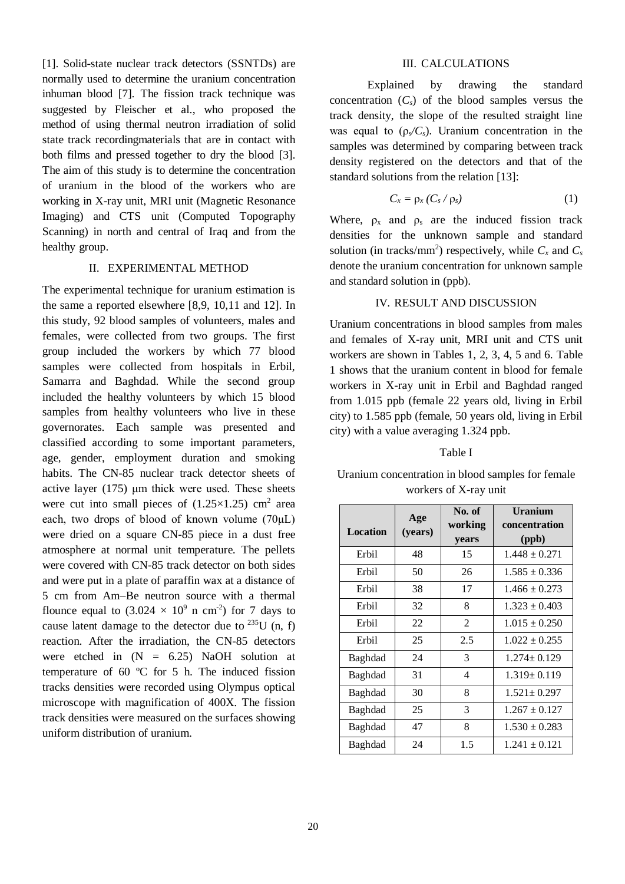[1]. Solid-state nuclear track detectors (SSNTDs) are normally used to determine the uranium concentration inhuman blood [7]. The fission track technique was suggested by Fleischer et al., who proposed the method of using thermal neutron irradiation of solid state track recordingmaterials that are in contact with both films and pressed together to dry the blood [3]. The aim of this study is to determine the concentration of uranium in the blood of the workers who are working in X-ray unit, MRI unit (Magnetic Resonance Imaging) and CTS unit (Computed Topography Scanning) in north and central of Iraq and from the healthy group.

## II. EXPERIMENTAL METHOD

The experimental technique for uranium estimation is the same a reported elsewhere [8,9, 10,11 and 12]. In this study, 92 blood samples of volunteers, males and females, were collected from two groups. The first group included the workers by which 77 blood samples were collected from hospitals in Erbil, Samarra and Baghdad. While the second group included the healthy volunteers by which 15 blood samples from healthy volunteers who live in these governorates. Each sample was presented and classified according to some important parameters, age, gender, employment duration and smoking habits. The CN-85 nuclear track detector sheets of active layer (175) μm thick were used. These sheets were cut into small pieces of $(1.25 \times 1.25)$ $cm^2$ area each, two drops of blood of known volume (70μL) were dried on a square CN-85 piece in a dust free atmosphere at normal unit temperature. The pellets were covered with CN-85 track detector on both sides and were put in a plate of paraffin wax at a distance of 5 cm from Am–Be neutron source with a thermal flounce equal to $(3.024 \times 10^9$ n $cm^{-2})$ for 7 days to cause latent damage to the detector due to $^{235}U$ (n, f) reaction. After the irradiation, the CN-85 detectors were etched in (N = 6.25) NaOH solution at temperature of 60 ºC for 5 h. The induced fission tracks densities were recorded using Olympus optical microscope with magnification of 400X. The fission track densities were measured on the surfaces showing uniform distribution of uranium.

## III. CALCULATIONS

Explained by drawing the standard concentration ($C_s$) of the blood samples versus the track density, the slope of the resulted straight line was equal to ($\rho_s/C_s$). Uranium concentration in the samples was determined by comparing between track density registered on the detectors and that of the standard solutions from the relation [13]:

$$C_x = \rho_x \, (C_s / \rho_s) \tag{1}$$

Where, $\rho_x$ and $\rho_s$ are the induced fission track densities for the unknown sample and standard solution (in tracks/$mm^2$) respectively, while $C_x$ and $C_s$ denote the uranium concentration for unknown sample and standard solution in (ppb).

## IV. RESULT AND DISCUSSION

Uranium concentrations in blood samples from males and females of X-ray unit, MRI unit and CTS unit workers are shown in Tables 1, 2, 3, 4, 5 and 6. Table 1 shows that the uranium content in blood for female workers in X-ray unit in Erbil and Baghdad ranged from 1.015 ppb (female 22 years old, living in Erbil city) to 1.585 ppb (female, 50 years old, living in Erbil city) with a value averaging 1.324 ppb.

Table I

Uranium concentration in blood samples for female workers of X-ray unit

| Location | Age (years) | No. of working years | Uranium concentration (ppb) |
|---|---|---|---|
| Erbil | 48 | 15 | 1.448 ± 0.271 |
| Erbil | 50 | 26 | 1.585 ± 0.336 |
| Erbil | 38 | 17 | 1.466 ± 0.273 |
| Erbil | 32 | 8 | 1.323 ± 0.403 |
| Erbil | 22 | 2 | 1.015 ± 0.250 |
| Erbil | 25 | 2.5 | 1.022 ± 0.255 |
| Baghdad | 24 | 3 | 1.274± 0.129 |
| Baghdad | 31 | 4 | 1.319± 0.119 |
| Baghdad | 30 | 8 | 1.521± 0.297 |
| Baghdad | 25 | 3 | 1.267 ± 0.127 |
| Baghdad | 47 | 8 | 1.530 ± 0.283 |
| Baghdad | 24 | 1.5 | 1.241 ± 0.121 |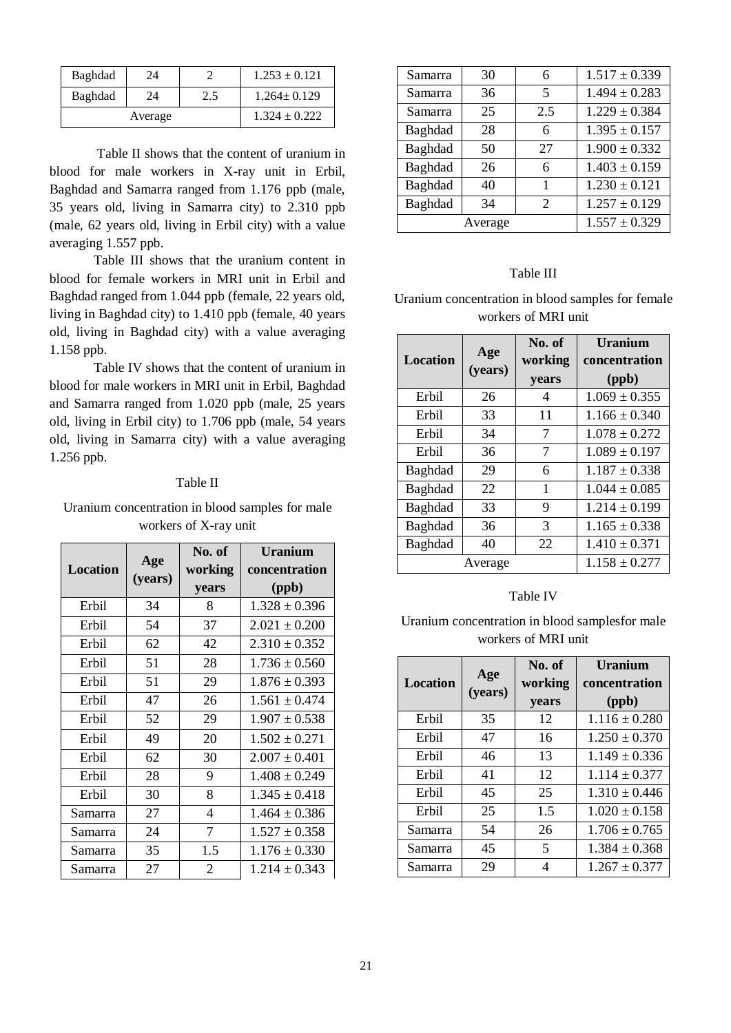| Baghdad | 24 | 2 | 1.253 ± 0.121 |
|---|---|---|---|
| Baghdad | 24 | 2.5 | 1.264± 0.129 |
| Average | | | 1.324 ± 0.222 |

Table II shows that the content of uranium in blood for male workers in X-ray unit in Erbil, Baghdad and Samarra ranged from 1.176 ppb (male, 35 years old, living in Samarra city) to 2.310 ppb (male, 62 years old, living in Erbil city) with a value averaging 1.557 ppb.

Table III shows that the uranium content in blood for female workers in MRI unit in Erbil and Baghdad ranged from 1.044 ppb (female, 22 years old, living in Baghdad city) to 1.410 ppb (female, 40 years old, living in Baghdad city) with a value averaging 1.158 ppb.

Table IV shows that the content of uranium in blood for male workers in MRI unit in Erbil, Baghdad and Samarra ranged from 1.020 ppb (male, 25 years old, living in Erbil city) to 1.706 ppb (male, 54 years old, living in Samarra city) with a value averaging 1.256 ppb.

Table II

Uranium concentration in blood samples for male workers of X-ray unit

| Location | Age (years) | No. of working years | Uranium concentration (ppb) |
|---|---|---|---|
| Erbil | 34 | 8 | 1.328 ± 0.396 |
| Erbil | 54 | 37 | 2.021 ± 0.200 |
| Erbil | 62 | 42 | 2.310 ± 0.352 |
| Erbil | 51 | 28 | 1.736 ± 0.560 |
| Erbil | 51 | 29 | 1.876 ± 0.393 |
| Erbil | 47 | 26 | 1.561 ± 0.474 |
| Erbil | 52 | 29 | 1.907 ± 0.538 |
| Erbil | 49 | 20 | 1.502 ± 0.271 |
| Erbil | 62 | 30 | 2.007 ± 0.401 |
| Erbil | 28 | 9 | 1.408 ± 0.249 |
| Erbil | 30 | 8 | 1.345 ± 0.418 |
| Samarra | 27 | 4 | 1.464 ± 0.386 |
| Samarra | 24 | 7 | 1.527 ± 0.358 |
| Samarra | 35 | 1.5 | 1.176 ± 0.330 |
| Samarra | 27 | 2 | 1.214 ± 0.343 |
| Samarra | 30 | 6 | 1.517 ± 0.339 |
| Samarra | 36 | 5 | 1.494 ± 0.283 |
| Samarra | 25 | 2.5 | 1.229 ± 0.384 |
| Baghdad | 28 | 6 | 1.395 ± 0.157 |
| Baghdad | 50 | 27 | 1.900 ± 0.332 |
| Baghdad | 26 | 6 | 1.403 ± 0.159 |
| Baghdad | 40 | 1 | 1.230 ± 0.121 |
| Baghdad | 34 | 2 | 1.257 ± 0.129 |
| Average | | | 1.557 ± 0.329 |

Table III

Uranium concentration in blood samples for female workers of MRI unit

| Location | Age (years) | No. of working years | Uranium concentration (ppb) |
|---|---|---|---|
| Erbil | 26 | 4 | 1.069 ± 0.355 |
| Erbil | 33 | 11 | 1.166 ± 0.340 |
| Erbil | 34 | 7 | 1.078 ± 0.272 |
| Erbil | 36 | 7 | 1.089 ± 0.197 |
| Baghdad | 29 | 6 | 1.187 ± 0.338 |
| Baghdad | 22 | 1 | 1.044 ± 0.085 |
| Baghdad | 33 | 9 | 1.214 ± 0.199 |
| Baghdad | 36 | 3 | 1.165 ± 0.338 |
| Baghdad | 40 | 22 | 1.410 ± 0.371 |
| Average | | | 1.158 ± 0.277 |

Table IV

Uranium concentration in blood samplesfor male workers of MRI unit

| Location | Age (years) | No. of working years | Uranium concentration (ppb) |
|---|---|---|---|
| Erbil | 35 | 12 | 1.116 ± 0.280 |
| Erbil | 47 | 16 | 1.250 ± 0.370 |
| Erbil | 46 | 13 | 1.149 ± 0.336 |
| Erbil | 41 | 12 | 1.114 ± 0.377 |
| Erbil | 45 | 25 | 1.310 ± 0.446 |
| Erbil | 25 | 1.5 | 1.020 ± 0.158 |
| Samarra | 54 | 26 | 1.706 ± 0.765 |
| Samarra | 45 | 5 | 1.384 ± 0.368 |
| Samarra | 29 | 4 | 1.267 ± 0.377 |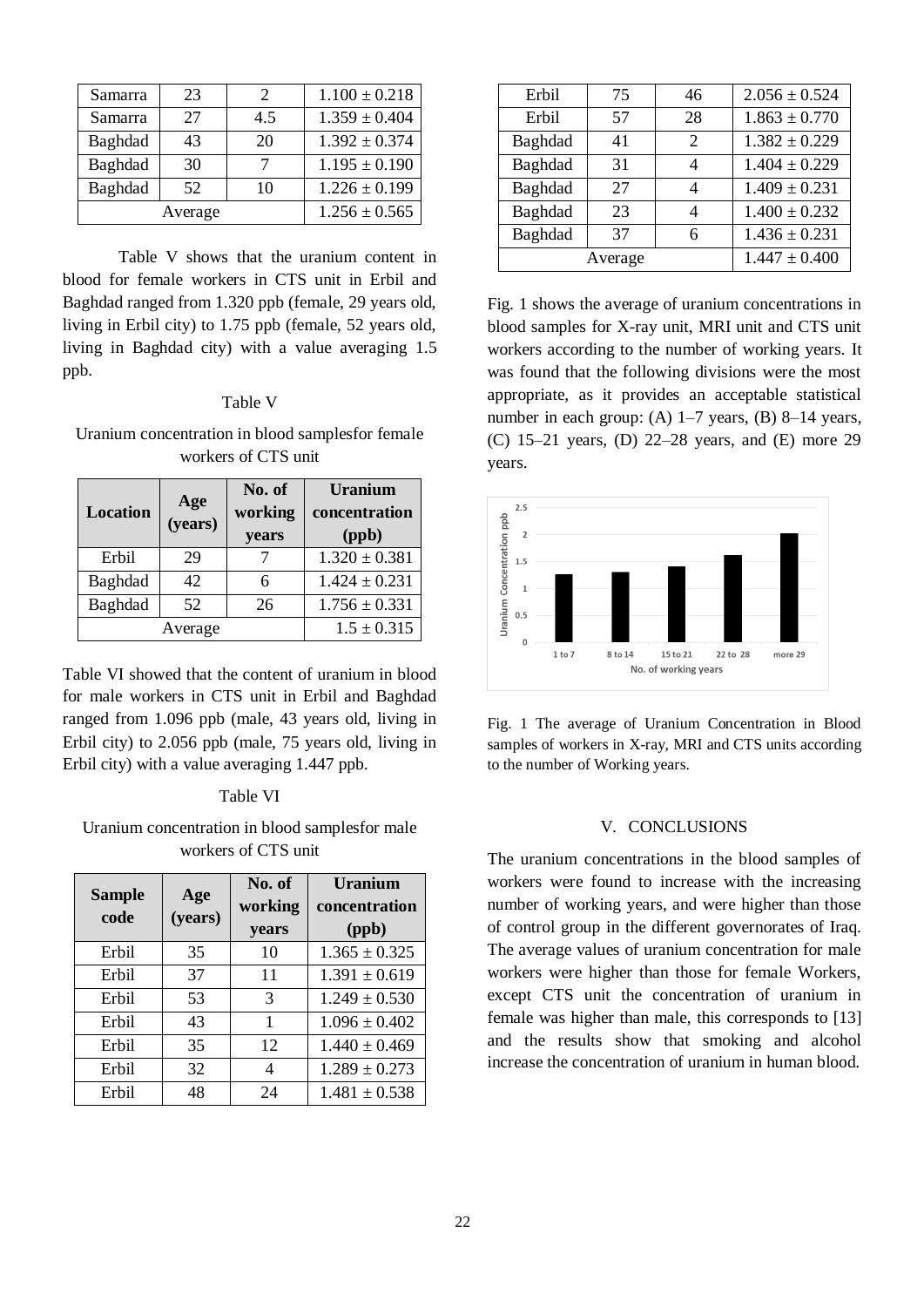| Samarra | 23 | 2 | 1.100 ± 0.218 |
|---|---|---|---|
| Samarra | 27 | 4.5 | 1.359 ± 0.404 |
| Baghdad | 43 | 20 | 1.392 ± 0.374 |
| Baghdad | 30 | 7 | 1.195 ± 0.190 |
| Baghdad | 52 | 10 | 1.226 ± 0.199 |
| Average | | | 1.256 ± 0.565 |

Table V shows that the uranium content in blood for female workers in CTS unit in Erbil and Baghdad ranged from 1.320 ppb (female, 29 years old, living in Erbil city) to 1.75 ppb (female, 52 years old, living in Baghdad city) with a value averaging 1.5 ppb.

Table V

Uranium concentration in blood samplesfor female workers of CTS unit

| Location | Age (years) | No. of working years | Uranium concentration (ppb) |
|---|---|---|---|
| Erbil | 29 | 7 | 1.320 ± 0.381 |
| Baghdad | 42 | 6 | 1.424 ± 0.231 |
| Baghdad | 52 | 26 | 1.756 ± 0.331 |
| Average | | | 1.5 ± 0.315 |

Table VI showed that the content of uranium in blood for male workers in CTS unit in Erbil and Baghdad ranged from 1.096 ppb (male, 43 years old, living in Erbil city) to 2.056 ppb (male, 75 years old, living in Erbil city) with a value averaging 1.447 ppb.

Table VI

Uranium concentration in blood samplesfor male workers of CTS unit

| Sample code | Age (years) | No. of working years | Uranium concentration (ppb) |
|---|---|---|---|
| Erbil | 35 | 10 | 1.365 ± 0.325 |
| Erbil | 37 | 11 | 1.391 ± 0.619 |
| Erbil | 53 | 3 | 1.249 ± 0.530 |
| Erbil | 43 | 1 | 1.096 ± 0.402 |
| Erbil | 35 | 12 | 1.440 ± 0.469 |
| Erbil | 32 | 4 | 1.289 ± 0.273 |
| Erbil | 48 | 24 | 1.481 ± 0.538 |
| Erbil | 75 | 46 | 2.056 ± 0.524 |
| Erbil | 57 | 28 | 1.863 ± 0.770 |
| Baghdad | 41 | 2 | 1.382 ± 0.229 |
| Baghdad | 31 | 4 | 1.404 ± 0.229 |
| Baghdad | 27 | 4 | 1.409 ± 0.231 |
| Baghdad | 23 | 4 | 1.400 ± 0.232 |
| Baghdad | 37 | 6 | 1.436 ± 0.231 |
| Average | | | 1.447 ± 0.400 |

Fig. 1 shows the average of uranium concentrations in blood samples for X-ray unit, MRI unit and CTS unit workers according to the number of working years. It was found that the following divisions were the most appropriate, as it provides an acceptable statistical number in each group: (A) 1–7 years, (B) 8–14 years, (C) 15–21 years, (D) 22–28 years, and (E) more 29 years.

Fig. 1 The average of Uranium Concentration in Blood samples of workers in X-ray, MRI and CTS units according to the number of Working years.

## V. CONCLUSIONS

The uranium concentrations in the blood samples of workers were found to increase with the increasing number of working years, and were higher than those of control group in the different governorates of Iraq. The average values of uranium concentration for male workers were higher than those for female Workers, except CTS unit the concentration of uranium in female was higher than male, this corresponds to [13] and the results show that smoking and alcohol increase the concentration of uranium in human blood.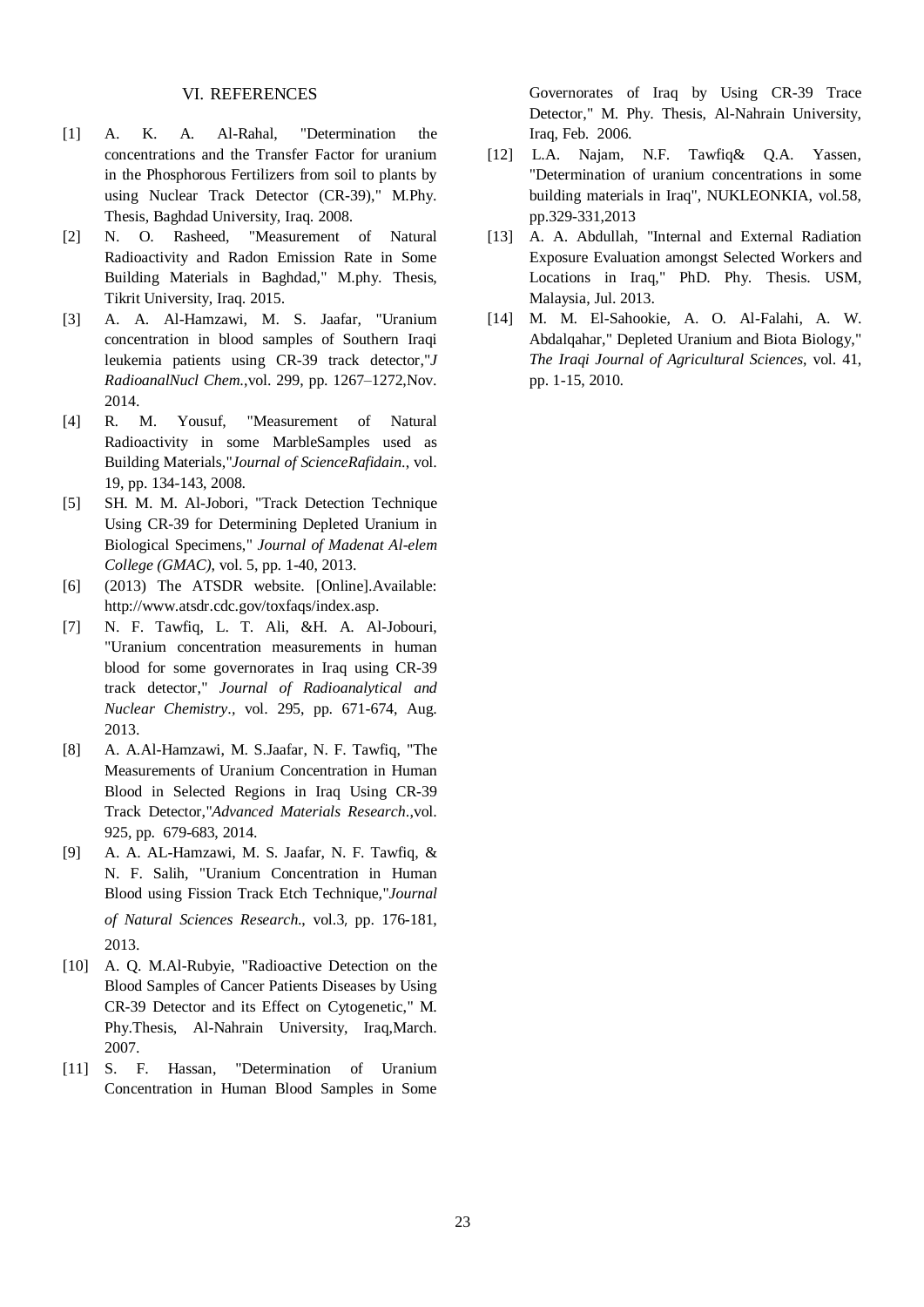## VI. REFERENCES

[1] A. K. A. Al-Rahal, "Determination the concentrations and the Transfer Factor for uranium in the Phosphorous Fertilizers from soil to plants by using Nuclear Track Detector (CR-39)," M.Phy. Thesis, Baghdad University, Iraq. 2008.

[2] N. O. Rasheed, "Measurement of Natural Radioactivity and Radon Emission Rate in Some Building Materials in Baghdad," M.phy. Thesis, Tikrit University, Iraq. 2015.

[3] A. A. Al-Hamzawi, M. S. Jaafar, "Uranium concentration in blood samples of Southern Iraqi leukemia patients using CR-39 track detector,"*J RadioanalNucl Chem.*,vol. 299, pp. 1267–1272,Nov. 2014.

[4] R. M. Yousuf, "Measurement of Natural Radioactivity in some MarbleSamples used as Building Materials,"*Journal of ScienceRafidain.*, vol. 19, pp. 134-143, 2008.

[5] SH. M. M. Al-Jobori, "Track Detection Technique Using CR-39 for Determining Depleted Uranium in Biological Specimens," *Journal of Madenat Al-elem College (GMAC)*, vol. 5, pp. 1-40, 2013.

[6] (2013) The ATSDR website. [Online].Available: http://www.atsdr.cdc.gov/toxfaqs/index.asp.

[7] N. F. Tawfiq, L. T. Ali, &H. A. Al-Jobouri, "Uranium concentration measurements in human blood for some governorates in Iraq using CR-39 track detector," *Journal of Radioanalytical and Nuclear Chemistry*., vol. 295, pp. 671-674, Aug. 2013.

[8] A. A.Al-Hamzawi, M. S.Jaafar, N. F. Tawfiq, "The Measurements of Uranium Concentration in Human Blood in Selected Regions in Iraq Using CR-39 Track Detector,"*Advanced Materials Research*.,vol. 925, pp. 679-683, 2014.

[9] A. A. AL-Hamzawi, M. S. Jaafar, N. F. Tawfiq, & N. F. Salih, "Uranium Concentration in Human Blood using Fission Track Etch Technique,"*Journal of Natural Sciences Research*., vol.3, pp. 176-181, 2013.

[10] A. Q. M.Al-Rubyie, "Radioactive Detection on the Blood Samples of Cancer Patients Diseases by Using CR-39 Detector and its Effect on Cytogenetic," M. Phy.Thesis, Al-Nahrain University, Iraq,March. 2007.

[11] S. F. Hassan, "Determination of Uranium Concentration in Human Blood Samples in Some Governorates of Iraq by Using CR-39 Trace Detector," M. Phy. Thesis, Al-Nahrain University, Iraq, Feb. 2006.

[12] L.A. Najam, N.F. Tawfiq& Q.A. Yassen, "Determination of uranium concentrations in some building materials in Iraq", NUKLEONKIA, vol.58, pp.329-331,2013

[13] A. A. Abdullah, "Internal and External Radiation Exposure Evaluation amongst Selected Workers and Locations in Iraq," PhD. Phy. Thesis. USM, Malaysia, Jul. 2013.

[14] M. M. El-Sahookie, A. O. Al-Falahi, A. W. Abdalqahar," Depleted Uranium and Biota Biology," *The Iraqi Journal of Agricultural Sciences*, vol. 41, pp. 1-15, 2010.